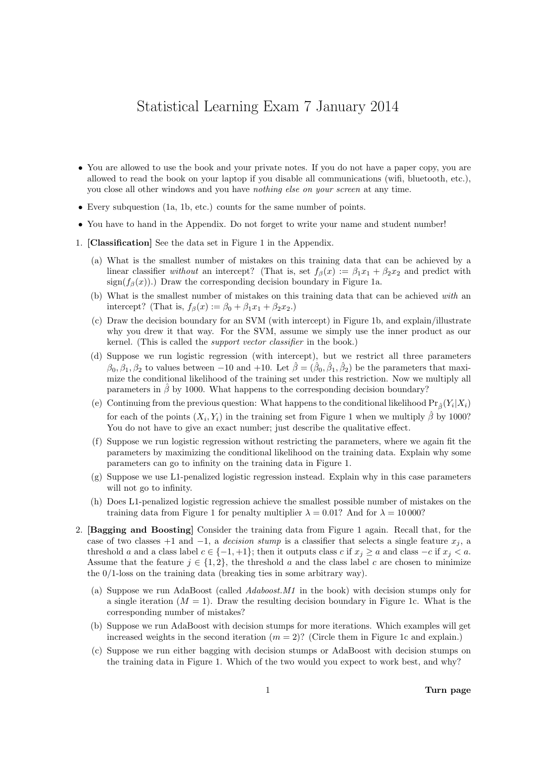# Statistical Learning Exam 7 January 2014

- You are allowed to use the book and your private notes. If you do not have a paper copy, you are allowed to read the book on your laptop if you disable all communications (wifi, bluetooth, etc.), you close all other windows and you have *nothing else on your screen* at any time.
- Every subquestion (1a, 1b, etc.) counts for the same number of points.
- You have to hand in the Appendix. Do not forget to write your name and student number!

1. **[Classification]** See the data set in Figure 1 in the Appendix.

   (a) What is the smallest number of mistakes on this training data that can be achieved by a linear classifier *without* an intercept? (That is, set $f_\beta(x) := \beta_1 x_1 + \beta_2 x_2$ and predict with $\text{sign}(f_\beta(x))$.) Draw the corresponding decision boundary in Figure 1a.

   (b) What is the smallest number of mistakes on this training data that can be achieved *with* an intercept? (That is, $f_\beta(x) := \beta_0 + \beta_1 x_1 + \beta_2 x_2$.)

   (c) Draw the decision boundary for an SVM (with intercept) in Figure 1b, and explain/illustrate why you drew it that way. For the SVM, assume we simply use the inner product as our kernel. (This is called the *support vector classifier* in the book.)

   (d) Suppose we run logistic regression (with intercept), but we restrict all three parameters $\beta_0, \beta_1, \beta_2$ to values between $-10$ and $+10$. Let $\hat{\beta} = (\hat{\beta}_0, \hat{\beta}_1, \hat{\beta}_2)$ be the parameters that maximize the conditional likelihood of the training set under this restriction. Now we multiply all parameters in $\hat{\beta}$ by 1000. What happens to the corresponding decision boundary?

   (e) Continuing from the previous question: What happens to the conditional likelihood $\Pr_{\hat{\beta}}(Y_i|X_i)$ for each of the points $(X_i, Y_i)$ in the training set from Figure 1 when we multiply $\hat{\beta}$ by 1000? You do not have to give an exact number; just describe the qualitative effect.

   (f) Suppose we run logistic regression without restricting the parameters, where we again fit the parameters by maximizing the conditional likelihood on the training data. Explain why some parameters can go to infinity on the training data in Figure 1.

   (g) Suppose we use L1-penalized logistic regression instead. Explain why in this case parameters will not go to infinity.

   (h) Does L1-penalized logistic regression achieve the smallest possible number of mistakes on the training data from Figure 1 for penalty multiplier $\lambda = 0.01$? And for $\lambda = 10\,000$?

2. **[Bagging and Boosting]** Consider the training data from Figure 1 again. Recall that, for the case of two classes $+1$ and $-1$, a *decision stump* is a classifier that selects a single feature $x_j$, a threshold $a$ and a class label $c \in \{-1, +1\}$; then it outputs class $c$ if $x_j \geq a$ and class $-c$ if $x_j < a$. Assume that the feature $j \in \{1, 2\}$, the threshold $a$ and the class label $c$ are chosen to minimize the 0/1-loss on the training data (breaking ties in some arbitrary way).

   (a) Suppose we run AdaBoost (called *Adaboost.M1* in the book) with decision stumps only for a single iteration ($M = 1$). Draw the resulting decision boundary in Figure 1c. What is the corresponding number of mistakes?

   (b) Suppose we run AdaBoost with decision stumps for more iterations. Which examples will get increased weights in the second iteration ($m = 2$)? (Circle them in Figure 1c and explain.)

   (c) Suppose we run either bagging with decision stumps or AdaBoost with decision stumps on the training data in Figure 1. Which of the two would you expect to work best, and why?

**Turn page**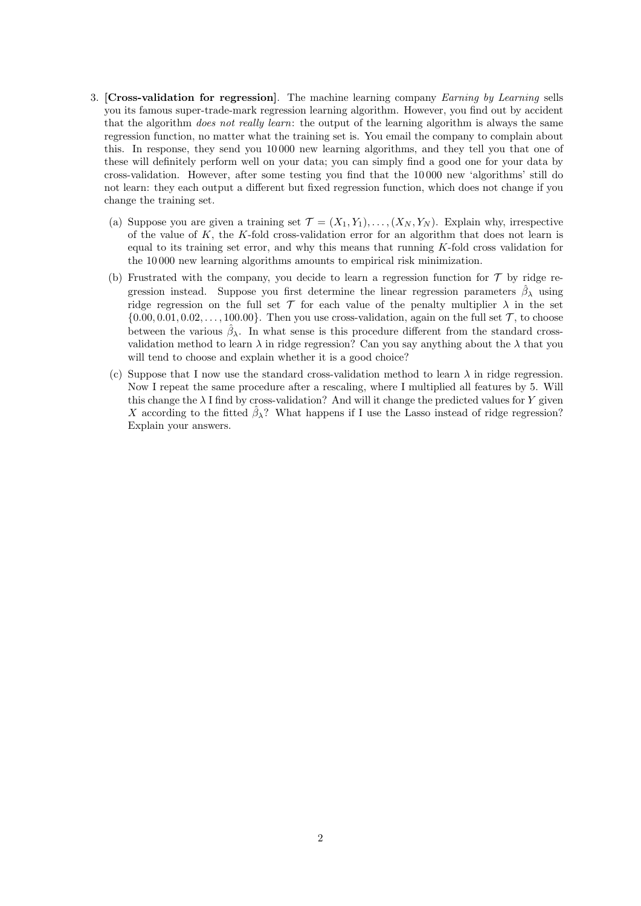3. **[Cross-validation for regression]**. The machine learning company *Earning by Learning* sells you its famous super-trade-mark regression learning algorithm. However, you find out by accident that the algorithm *does not really learn*: the output of the learning algorithm is always the same regression function, no matter what the training set is. You email the company to complain about this. In response, they send you 10 000 new learning algorithms, and they tell you that one of these will definitely perform well on your data; you can simply find a good one for your data by cross-validation. However, after some testing you find that the 10 000 new 'algorithms' still do not learn: they each output a different but fixed regression function, which does not change if you change the training set.

   (a) Suppose you are given a training set $\mathcal{T} = (X_1, Y_1), \ldots, (X_N, Y_N)$. Explain why, irrespective of the value of $K$, the $K$-fold cross-validation error for an algorithm that does not learn is equal to its training set error, and why this means that running $K$-fold cross validation for the 10 000 new learning algorithms amounts to empirical risk minimization.

   (b) Frustrated with the company, you decide to learn a regression function for $\mathcal{T}$ by ridge regression instead. Suppose you first determine the linear regression parameters $\hat{\beta}_\lambda$ using ridge regression on the full set $\mathcal{T}$ for each value of the penalty multiplier $\lambda$ in the set $\{0.00, 0.01, 0.02, \ldots, 100.00\}$. Then you use cross-validation, again on the full set $\mathcal{T}$, to choose between the various $\hat{\beta}_\lambda$. In what sense is this procedure different from the standard cross-validation method to learn $\lambda$ in ridge regression? Can you say anything about the $\lambda$ that you will tend to choose and explain whether it is a good choice?

   (c) Suppose that I now use the standard cross-validation method to learn $\lambda$ in ridge regression. Now I repeat the same procedure after a rescaling, where I multiplied all features by 5. Will this change the $\lambda$ I find by cross-validation? And will it change the predicted values for $Y$ given $X$ according to the fitted $\hat{\beta}_\lambda$? What happens if I use the Lasso instead of ridge regression? Explain your answers.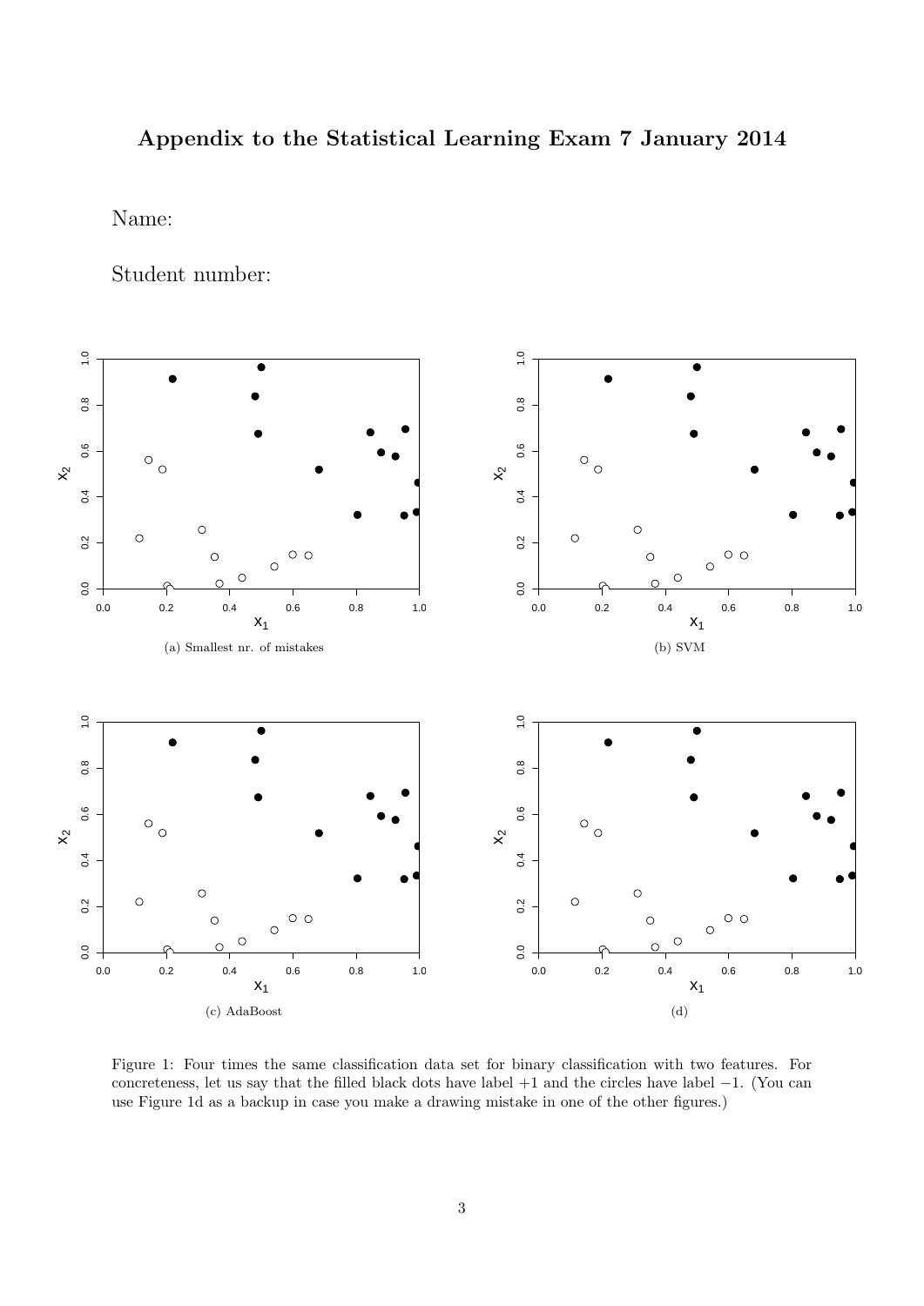# Appendix to the Statistical Learning Exam 7 January 2014

Name:

Student number:

1.0
0.8
0.6
0.4
0.2
0.0
$x_2$
0.0 0.2 0.4 0.6 0.8 1.0
$x_1$

(a) Smallest nr. of mistakes

1.0
0.8
0.6
0.4
0.2
0.0
$x_2$
0.0 0.2 0.4 0.6 0.8 1.0
$x_1$

(b) SVM

1.0
0.8
0.6
0.4
0.2
0.0
$x_2$
0.0 0.2 0.4 0.6 0.8 1.0
$x_1$

(c) AdaBoost

1.0
0.8
0.6
0.4
0.2
0.0
$x_2$
0.0 0.2 0.4 0.6 0.8 1.0
$x_1$

(d)

Figure 1: Four times the same classification data set for binary classification with two features. For concreteness, let us say that the filled black dots have label $+1$ and the circles have label $-1$. (You can use Figure 1d as a backup in case you make a drawing mistake in one of the other figures.)